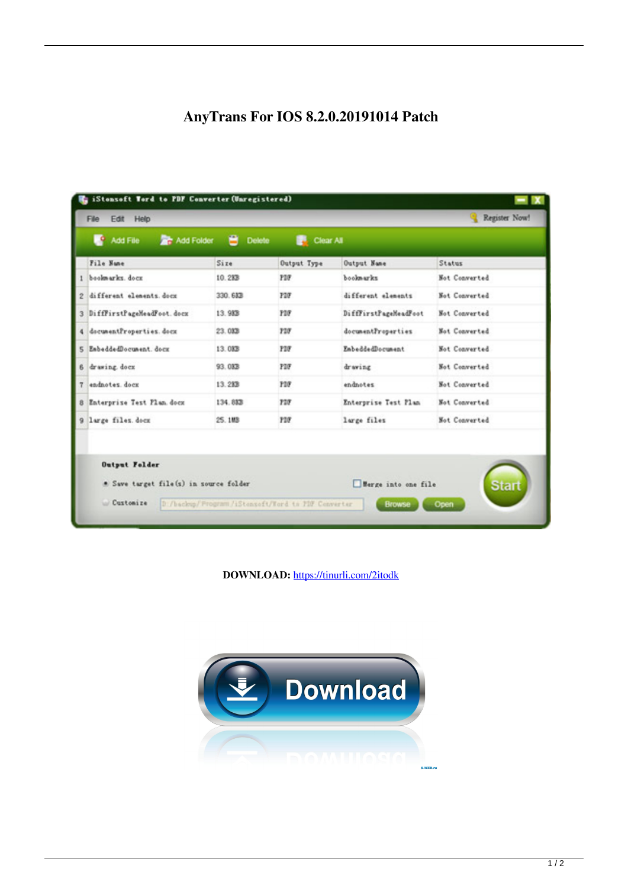# AnyTrans For IOS 8.2.0.20191014 Patch

**DOWNLOAD:** https://tinurli.com/2itodk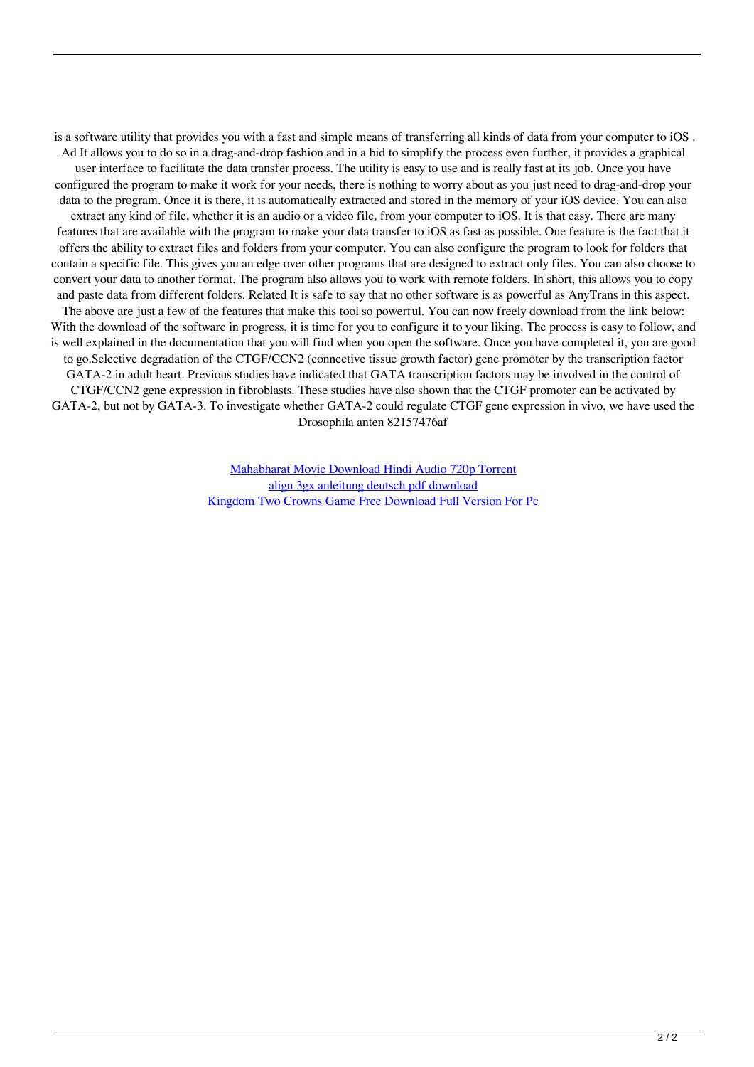is a software utility that provides you with a fast and simple means of transferring all kinds of data from your computer to iOS . Ad It allows you to do so in a drag-and-drop fashion and in a bid to simplify the process even further, it provides a graphical user interface to facilitate the data transfer process. The utility is easy to use and is really fast at its job. Once you have configured the program to make it work for your needs, there is nothing to worry about as you just need to drag-and-drop your data to the program. Once it is there, it is automatically extracted and stored in the memory of your iOS device. You can also extract any kind of file, whether it is an audio or a video file, from your computer to iOS. It is that easy. There are many features that are available with the program to make your data transfer to iOS as fast as possible. One feature is the fact that it offers the ability to extract files and folders from your computer. You can also configure the program to look for folders that contain a specific file. This gives you an edge over other programs that are designed to extract only files. You can also choose to convert your data to another format. The program also allows you to work with remote folders. In short, this allows you to copy and paste data from different folders. Related It is safe to say that no other software is as powerful as AnyTrans in this aspect. The above are just a few of the features that make this tool so powerful. You can now freely download from the link below: With the download of the software in progress, it is time for you to configure it to your liking. The process is easy to follow, and is well explained in the documentation that you will find when you open the software. Once you have completed it, you are good to go.Selective degradation of the CTGF/CCN2 (connective tissue growth factor) gene promoter by the transcription factor GATA-2 in adult heart. Previous studies have indicated that GATA transcription factors may be involved in the control of CTGF/CCN2 gene expression in fibroblasts. These studies have also shown that the CTGF promoter can be activated by GATA-2, but not by GATA-3. To investigate whether GATA-2 could regulate CTGF gene expression in vivo, we have used the Drosophila anten 82157476af

Mahabharat Movie Download Hindi Audio 720p Torrent
align 3gx anleitung deutsch pdf download
Kingdom Two Crowns Game Free Download Full Version For Pc